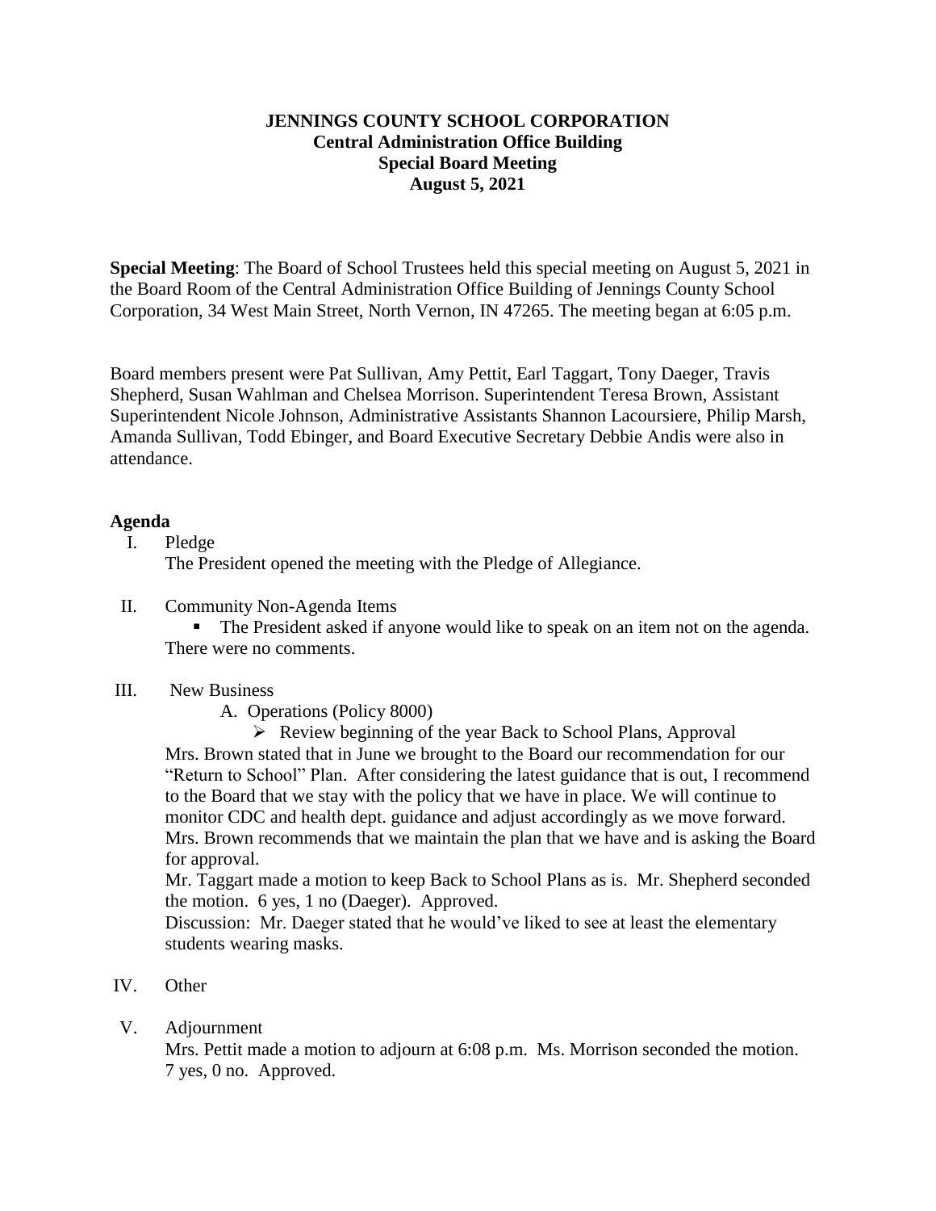**JENNINGS COUNTY SCHOOL CORPORATION**
**Central Administration Office Building**
**Special Board Meeting**
**August 5, 2021**

**Special Meeting**: The Board of School Trustees held this special meeting on August 5, 2021 in the Board Room of the Central Administration Office Building of Jennings County School Corporation, 34 West Main Street, North Vernon, IN 47265. The meeting began at 6:05 p.m.

Board members present were Pat Sullivan, Amy Pettit, Earl Taggart, Tony Daeger, Travis Shepherd, Susan Wahlman and Chelsea Morrison. Superintendent Teresa Brown, Assistant Superintendent Nicole Johnson, Administrative Assistants Shannon Lacoursiere, Philip Marsh, Amanda Sullivan, Todd Ebinger, and Board Executive Secretary Debbie Andis were also in attendance.

**Agenda**

I. Pledge

The President opened the meeting with the Pledge of Allegiance.

II. Community Non-Agenda Items

- The President asked if anyone would like to speak on an item not on the agenda. There were no comments.

III. New Business

A. Operations (Policy 8000)

- Review beginning of the year Back to School Plans, Approval

Mrs. Brown stated that in June we brought to the Board our recommendation for our "Return to School" Plan. After considering the latest guidance that is out, I recommend to the Board that we stay with the policy that we have in place. We will continue to monitor CDC and health dept. guidance and adjust accordingly as we move forward. Mrs. Brown recommends that we maintain the plan that we have and is asking the Board for approval.

Mr. Taggart made a motion to keep Back to School Plans as is. Mr. Shepherd seconded the motion. 6 yes, 1 no (Daeger). Approved.

Discussion: Mr. Daeger stated that he would've liked to see at least the elementary students wearing masks.

IV. Other

V. Adjournment

Mrs. Pettit made a motion to adjourn at 6:08 p.m. Ms. Morrison seconded the motion. 7 yes, 0 no. Approved.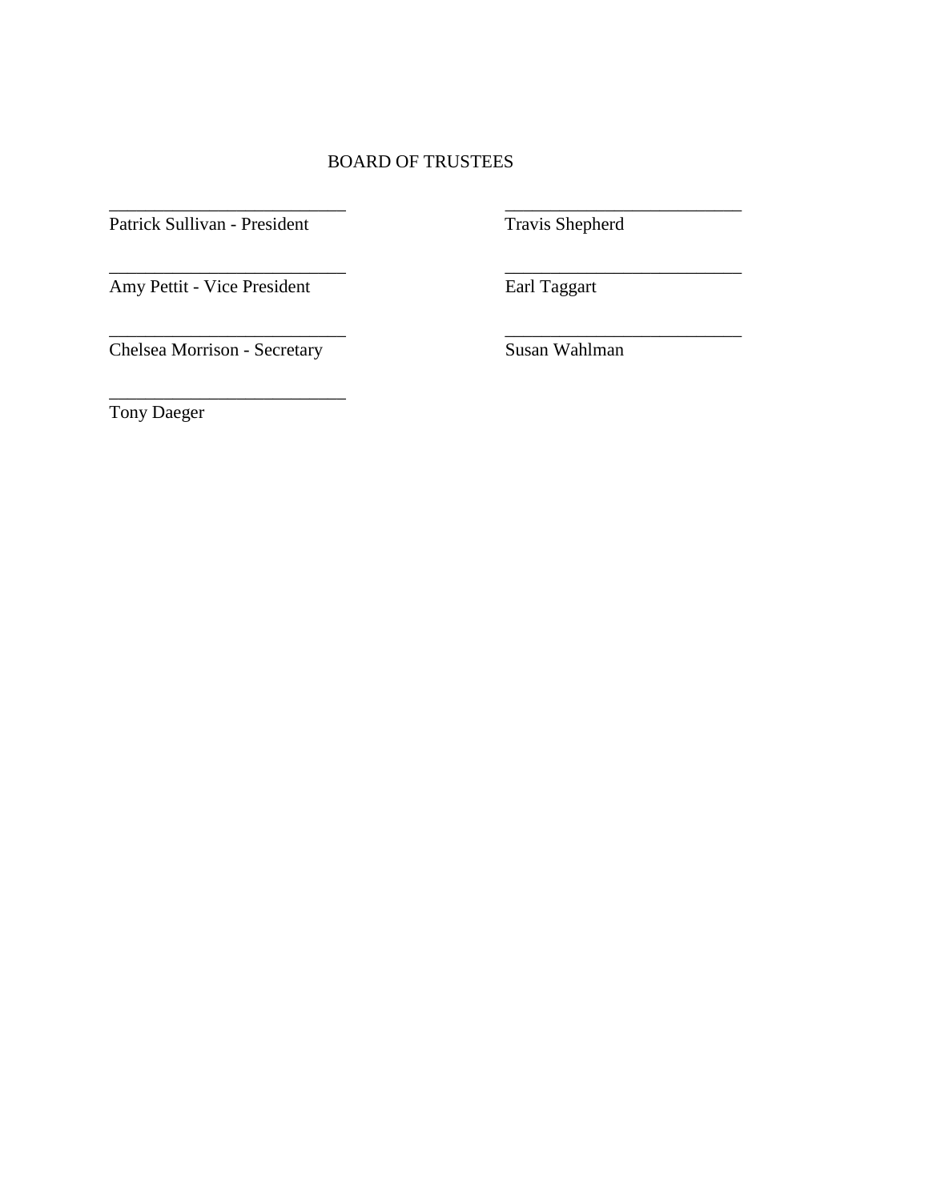BOARD OF TRUSTEES

\_\_\_\_\_\_\_\_\_\_\_\_\_\_\_\_\_\_\_\_\_\_\_\_\_\_
Patrick Sullivan - President

\_\_\_\_\_\_\_\_\_\_\_\_\_\_\_\_\_\_\_\_\_\_\_\_\_\_
Amy Pettit - Vice President

\_\_\_\_\_\_\_\_\_\_\_\_\_\_\_\_\_\_\_\_\_\_\_\_\_\_
Chelsea Morrison - Secretary

\_\_\_\_\_\_\_\_\_\_\_\_\_\_\_\_\_\_\_\_\_\_\_\_\_\_
Tony Daeger

\_\_\_\_\_\_\_\_\_\_\_\_\_\_\_\_\_\_\_\_\_\_\_\_\_\_
Travis Shepherd

\_\_\_\_\_\_\_\_\_\_\_\_\_\_\_\_\_\_\_\_\_\_\_\_\_\_
Earl Taggart

\_\_\_\_\_\_\_\_\_\_\_\_\_\_\_\_\_\_\_\_\_\_\_\_\_\_
Susan Wahlman